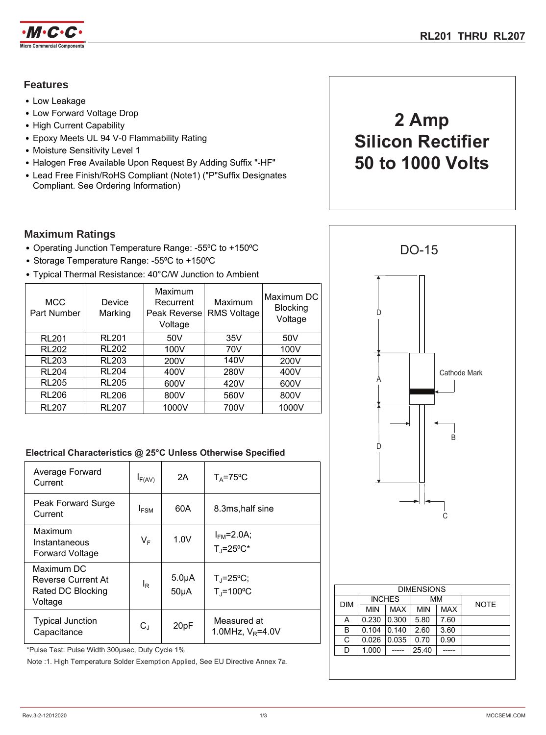·M·C·C·
Micro Commercial Components

# RL201 THRU RL207

## Features

- Low Leakage
- Low Forward Voltage Drop
- High Current Capability
- Epoxy Meets UL 94 V-0 Flammability Rating
- Moisture Sensitivity Level 1
- Halogen Free Available Upon Request By Adding Suffix "-HF"
- Lead Free Finish/RoHS Compliant (Note1) ("P"Suffix Designates Compliant. See Ordering Information)

**2 Amp**
**Silicon Rectifier**
**50 to 1000 Volts**

## Maximum Ratings

- Operating Junction Temperature Range: -55ºC to +150ºC
- Storage Temperature Range: -55ºC to +150ºC
- Typical Thermal Resistance: 40°C/W Junction to Ambient

| MCC Part Number | Device Marking | Maximum Recurrent Peak Reverse Voltage | Maximum RMS Voltage | Maximum DC Blocking Voltage |
|---|---|---|---|---|
| RL201 | RL201 | 50V | 35V | 50V |
| RL202 | RL202 | 100V | 70V | 100V |
| RL203 | RL203 | 200V | 140V | 200V |
| RL204 | RL204 | 400V | 280V | 400V |
| RL205 | RL205 | 600V | 420V | 600V |
| RL206 | RL206 | 800V | 560V | 800V |
| RL207 | RL207 | 1000V | 700V | 1000V |

### Electrical Characteristics @ 25°C Unless Otherwise Specified

| | | | |
|---|---|---|---|
| Average Forward Current | $I_{F(AV)}$ | 2A | $T_A$=75ºC |
| Peak Forward Surge Current | $I_{FSM}$ | 60A | 8.3ms,half sine |
| Maximum Instantaneous Forward Voltage | $V_F$ | 1.0V | $I_{FM}$=2.0A; $T_J$=25ºC* |
| Maximum DC Reverse Current At Rated DC Blocking Voltage | $I_R$ | 5.0μA<br>50μA | $T_J$=25ºC;<br>$T_J$=100ºC |
| Typical Junction Capacitance | $C_J$ | 20pF | Measured at 1.0MHz, $V_R$=4.0V |

*Pulse Test: Pulse Width 300μsec, Duty Cycle 1%

Note :1. High Temperature Solder Exemption Applied, See EU Directive Annex 7a.

## DO-15

Cathode Mark

| DIMENSIONS | | | | | |
|---|---|---|---|---|---|
| DIM | INCHES | | MM | | NOTE |
| | MIN | MAX | MIN | MAX | |
| A | 0.230 | 0.300 | 5.80 | 7.60 | |
| B | 0.104 | 0.140 | 2.60 | 3.60 | |
| C | 0.026 | 0.035 | 0.70 | 0.90 | |
| D | 1.000 | ----- | 25.40 | ----- | |

Rev.3-2-12012020 MCCSEMI.COM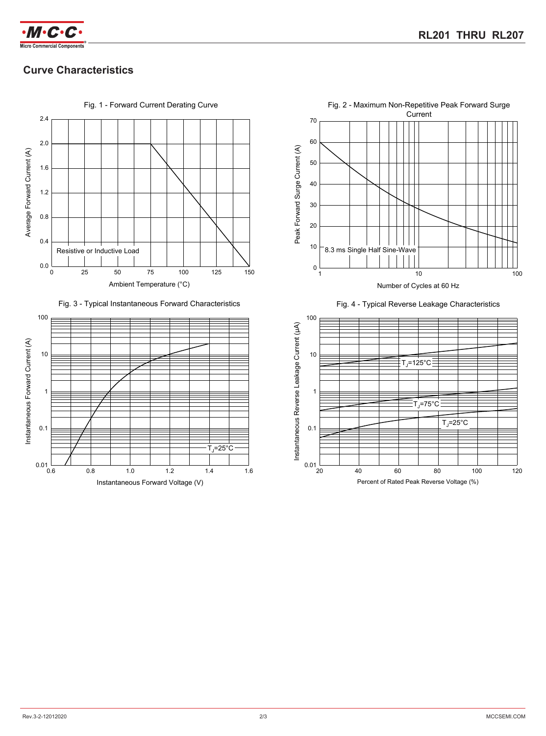## Curve Characteristics

Fig. 1 - Forward Current Derating Curve

Average Forward Current (A)

Resistive or Inductive Load

Ambient Temperature (°C)

Fig. 2 - Maximum Non-Repetitive Peak Forward Surge Current

Peak Forward Surge Current (A)

8.3 ms Single Half Sine-Wave

Number of Cycles at 60 Hz

Fig. 3 - Typical Instantaneous Forward Characteristics

Instantaneous Forward Current (A)

$T_J$=25°C

Instantaneous Forward Voltage (V)

Fig. 4 - Typical Reverse Leakage Characteristics

Instantaneous Reverse Leakage Current (μA)

$T_J$=125°C

$T_J$=75°C

$T_J$=25°C

Percent of Rated Peak Reverse Voltage (%)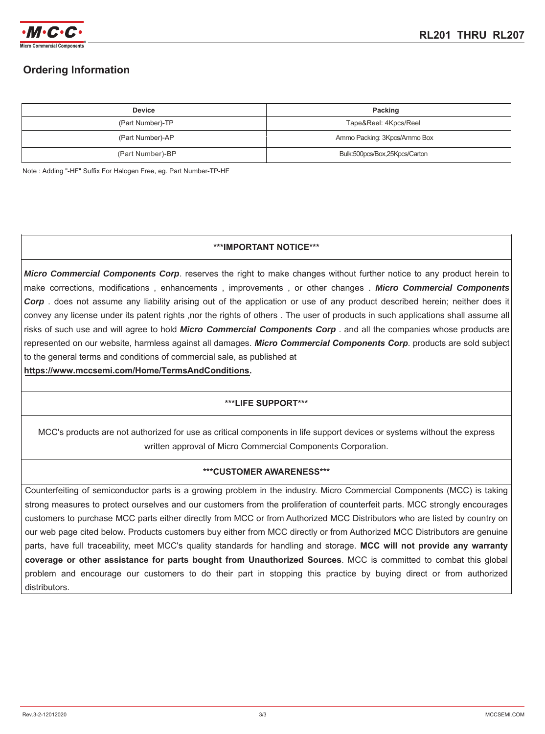## Ordering Information

| Device | Packing |
|---|---|
| (Part Number)-TP | Tape&Reel: 4Kpcs/Reel |
| (Part Number)-AP | Ammo Packing: 3Kpcs/Ammo Box |
| (Part Number)-BP | Bulk:500pcs/Box,25Kpcs/Carton |

Note : Adding "-HF" Suffix For Halogen Free, eg. Part Number-TP-HF

### ***IMPORTANT NOTICE***

***Micro Commercial Components Corp***. reserves the right to make changes without further notice to any product herein to make corrections, modifications , enhancements , improvements , or other changes . ***Micro Commercial Components Corp*** . does not assume any liability arising out of the application or use of any product described herein; neither does it convey any license under its patent rights ,nor the rights of others . The user of products in such applications shall assume all risks of such use and will agree to hold ***Micro Commercial Components Corp*** . and all the companies whose products are represented on our website, harmless against all damages. ***Micro Commercial Components Corp***. products are sold subject to the general terms and conditions of commercial sale, as published at
**https://www.mccsemi.com/Home/TermsAndConditions.**

### ***LIFE SUPPORT***

MCC's products are not authorized for use as critical components in life support devices or systems without the express written approval of Micro Commercial Components Corporation.

### ***CUSTOMER AWARENESS***

Counterfeiting of semiconductor parts is a growing problem in the industry. Micro Commercial Components (MCC) is taking strong measures to protect ourselves and our customers from the proliferation of counterfeit parts. MCC strongly encourages customers to purchase MCC parts either directly from MCC or from Authorized MCC Distributors who are listed by country on our web page cited below. Products customers buy either from MCC directly or from Authorized MCC Distributors are genuine parts, have full traceability, meet MCC's quality standards for handling and storage. **MCC will not provide any warranty coverage or other assistance for parts bought from Unauthorized Sources**. MCC is committed to combat this global problem and encourage our customers to do their part in stopping this practice by buying direct or from authorized distributors.